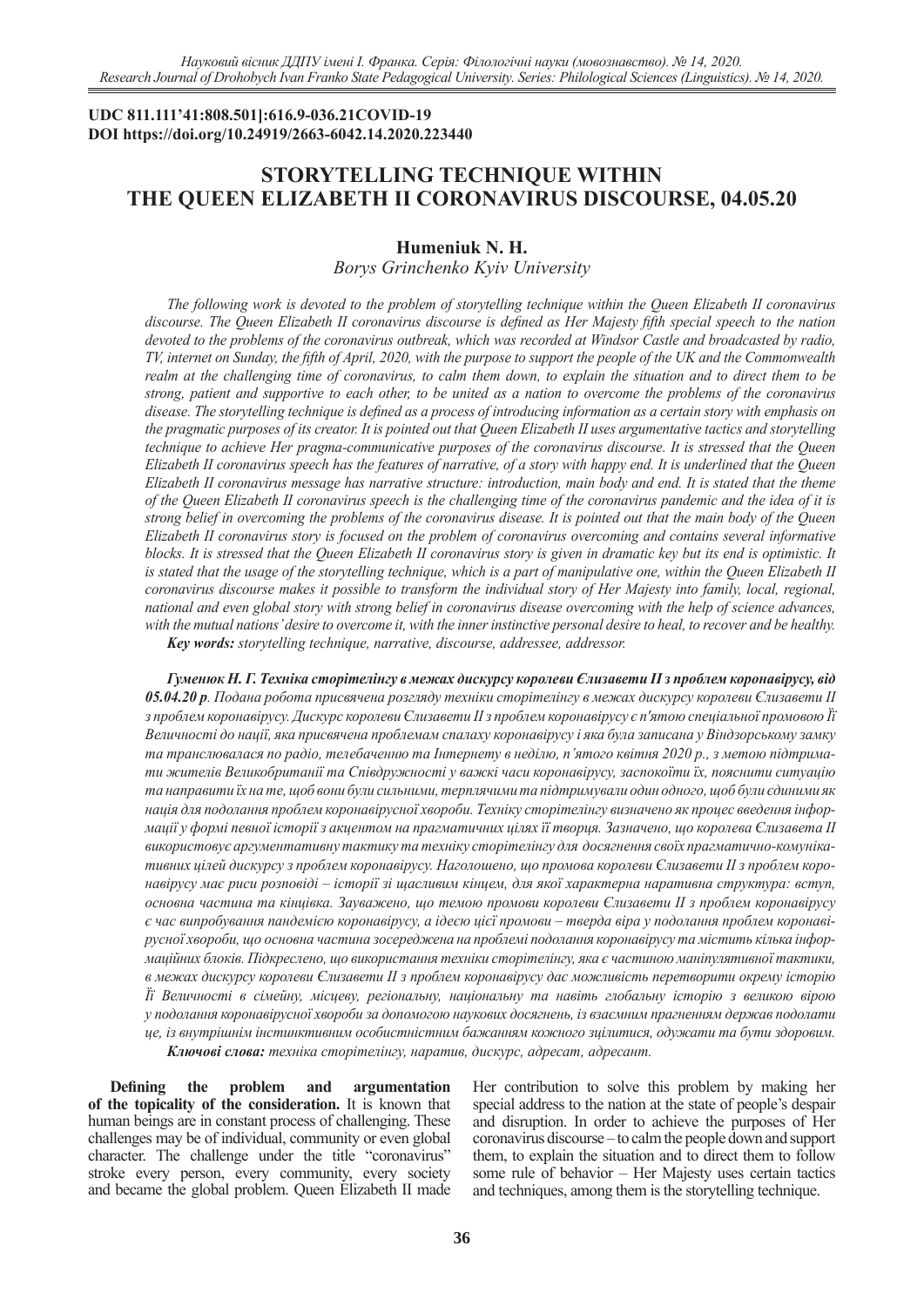**UDC 811.111'41:808.501]:616.9-036.21COVID-19**
**DOI https://doi.org/10.24919/2663-6042.14.2020.223440**

# STORYTELLING TECHNIQUE WITHIN THE QUEEN ELIZABETH II CORONAVIRUS DISCOURSE, 04.05.20

**Humeniuk N. H.**
*Borys Grinchenko Kyiv University*

*The following work is devoted to the problem of storytelling technique within the Queen Elizabeth II coronavirus discourse. The Queen Elizabeth II coronavirus discourse is defined as Her Majesty fifth special speech to the nation devoted to the problems of the coronavirus outbreak, which was recorded at Windsor Castle and broadcasted by radio, TV, internet on Sunday, the fifth of April, 2020, with the purpose to support the people of the UK and the Commonwealth realm at the challenging time of coronavirus, to calm them down, to explain the situation and to direct them to be strong, patient and supportive to each other, to be united as a nation to overcome the problems of the coronavirus disease. The storytelling technique is defined as a process of introducing information as a certain story with emphasis on the pragmatic purposes of its creator. It is pointed out that Queen Elizabeth II uses argumentative tactics and storytelling technique to achieve Her pragma-communicative purposes of the coronavirus discourse. It is stressed that the Queen Elizabeth II coronavirus speech has the features of narrative, of a story with happy end. It is underlined that the Queen Elizabeth II coronavirus message has narrative structure: introduction, main body and end. It is stated that the theme of the Queen Elizabeth II coronavirus speech is the challenging time of the coronavirus pandemic and the idea of it is strong belief in overcoming the problems of the coronavirus disease. It is pointed out that the main body of the Queen Elizabeth II coronavirus story is focused on the problem of coronavirus overcoming and contains several informative blocks. It is stressed that the Queen Elizabeth II coronavirus story is given in dramatic key but its end is optimistic. It is stated that the usage of the storytelling technique, which is a part of manipulative one, within the Queen Elizabeth II coronavirus discourse makes it possible to transform the individual story of Her Majesty into family, local, regional, national and even global story with strong belief in coronavirus disease overcoming with the help of science advances, with the mutual nations' desire to overcome it, with the inner instinctive personal desire to heal, to recover and be healthy.*

***Key words:*** *storytelling technique, narrative, discourse, addressee, addressor.*

***Гуменюк Н. Г. Техніка сторітелінгу в межах дискурсу королеви Єлизавети ІІ з проблем коронавірусу, від 05.04.20 р****. Подана робота присвячена розгляду техніки сторітелінгу в межах дискурсу королеви Єлизавети ІІ з проблем коронавірусу. Дискурс королеви Єлизавети ІІ з проблем коронавірусу є п'ятою спеціальної промовою Її Величності до нації, яка присвячена проблемам спалаху коронавірусу і яка була записана у Віндзорському замку та транслювалася по радіо, телебаченню та Інтернету в неділю, п'ятого квітня 2020 р., з метою підтримати жителів Великобританії та Співдружності у важкі часи коронавірусу, заспокоїти їх, пояснити ситуацію та направити їх на те, щоб вони були сильними, терплячими та підтримували один одного, щоб були єдиними як нація для подолання проблем коронавірусної хвороби. Техніку сторітелінгу визначено як процес введення інформації у формі певної історії з акцентом на прагматичних цілях її творця. Зазначено, що королева Єлизавета ІІ використовує аргументативну тактику та техніку сторітелінгу для досягнення своїх прагматично-комунікативних цілей дискурсу з проблем коронавірусу. Наголошено, що промова королеви Єлизавети ІІ з проблем коронавірусу має риси розповіді – історії зі щасливим кінцем, для якої характерна наративна структура: вступ, основна частина та кінцівка. Зауважено, що темою промови королеви Єлизавети ІІ з проблем коронавірусу є час випробування пандемією коронавірусу, а ідеєю цієї промови – тверда віра у подолання проблем коронавірусної хвороби, що основна частина зосереджена на проблемі подолання коронавірусу та містить кілька інформаційних блоків. Підкреслено, що використання техніки сторітелінгу, яка є частиною маніпулятивної тактики, в межах дискурсу королеви Єлизавети ІІ з проблем коронавірусу дає можливість перетворити окрему історію Її Величності в сімейну, місцеву, регіональну, національну та навіть глобальну історію з великою вірою у подолання коронавірусної хвороби за допомогою наукових досягнень, із взаємним прагненням держав подолати це, із внутрішнім інстинктивним особистісним бажанням кожного зцілитися, одужати та бути здоровим.*

***Ключові слова:*** *техніка сторітелінгу, наратив, дискурс, адресат, адресант.*

**Defining the problem and argumentation of the topicality of the consideration.** It is known that human beings are in constant process of challenging. These challenges may be of individual, community or even global character. The challenge under the title "coronavirus" stroke every person, every community, every society and became the global problem. Queen Elizabeth II made Her contribution to solve this problem by making her special address to the nation at the state of people's despair and disruption. In order to achieve the purposes of Her coronavirus discourse – to calm the people down and support them, to explain the situation and to direct them to follow some rule of behavior – Her Majesty uses certain tactics and techniques, among them is the storytelling technique.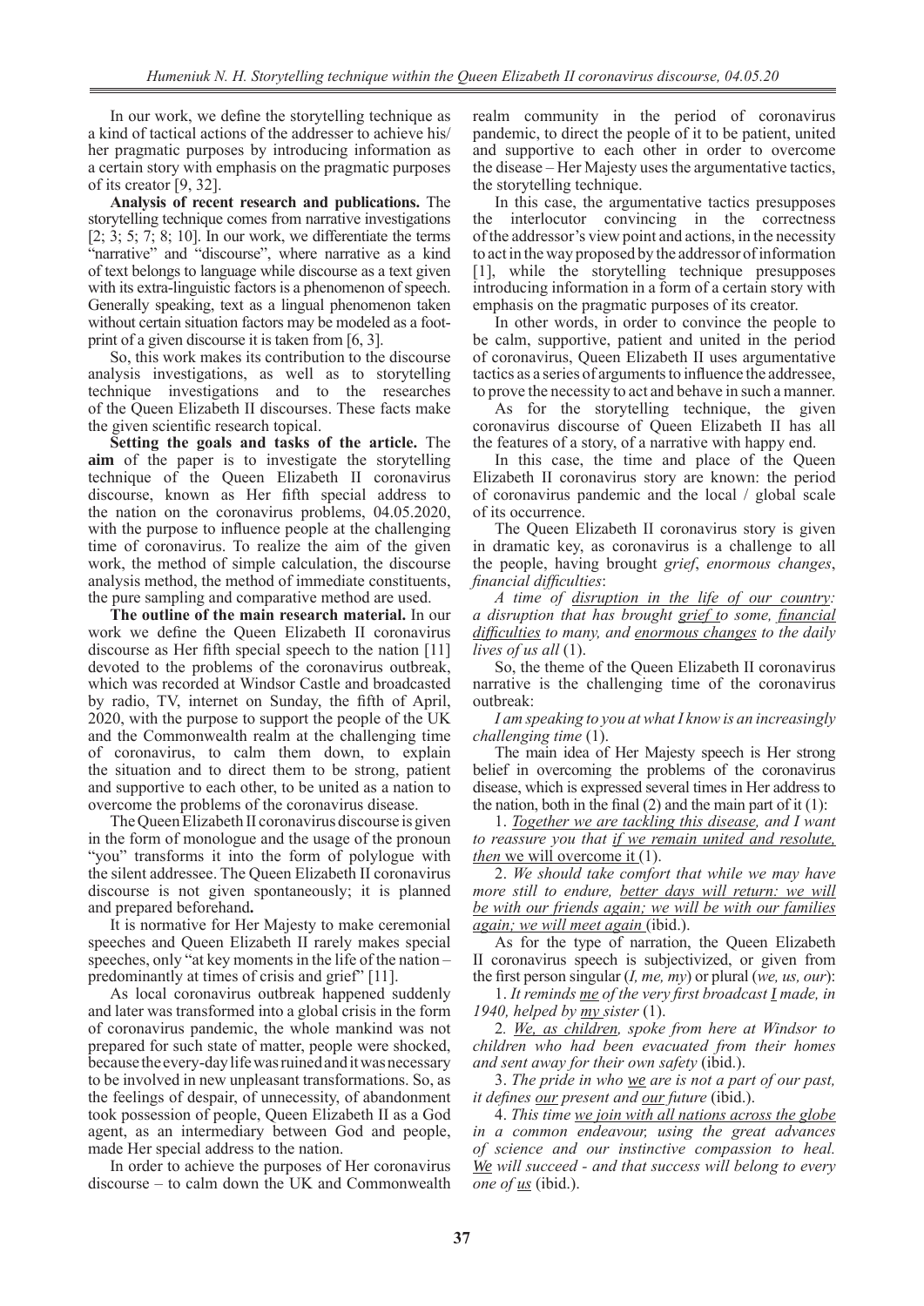In our work, we define the storytelling technique as a kind of tactical actions of the addresser to achieve his/her pragmatic purposes by introducing information as a certain story with emphasis on the pragmatic purposes of its creator [9, 32].

**Analysis of recent research and publications.** The storytelling technique comes from narrative investigations [2; 3; 5; 7; 8; 10]. In our work, we differentiate the terms "narrative" and "discourse", where narrative as a kind of text belongs to language while discourse as a text given with its extra-linguistic factors is a phenomenon of speech. Generally speaking, text as a lingual phenomenon taken without certain situation factors may be modeled as a foot-print of a given discourse it is taken from [6, 3].

So, this work makes its contribution to the discourse analysis investigations, as well as to storytelling technique investigations and to the researches of the Queen Elizabeth II discourses. These facts make the given scientific research topical.

**Setting the goals and tasks of the article.** The **aim** of the paper is to investigate the storytelling technique of the Queen Elizabeth II coronavirus discourse, known as Her fifth special address to the nation on the coronavirus problems, 04.05.2020, with the purpose to influence people at the challenging time of coronavirus. To realize the aim of the given work, the method of simple calculation, the discourse analysis method, the method of immediate constituents, the pure sampling and comparative method are used.

**The outline of the main research material.** In our work we define the Queen Elizabeth II coronavirus discourse as Her fifth special speech to the nation [11] devoted to the problems of the coronavirus outbreak, which was recorded at Windsor Castle and broadcasted by radio, TV, internet on Sunday, the fifth of April, 2020, with the purpose to support the people of the UK and the Commonwealth realm at the challenging time of coronavirus, to calm them down, to explain the situation and to direct them to be strong, patient and supportive to each other, to be united as a nation to overcome the problems of the coronavirus disease.

The Queen Elizabeth II coronavirus discourse is given in the form of monologue and the usage of the pronoun "you" transforms it into the form of polylogue with the silent addressee. The Queen Elizabeth II coronavirus discourse is not given spontaneously; it is planned and prepared beforehand**.**

It is normative for Her Majesty to make ceremonial speeches and Queen Elizabeth II rarely makes special speeches, only "at key moments in the life of the nation – predominantly at times of crisis and grief" [11].

As local coronavirus outbreak happened suddenly and later was transformed into a global crisis in the form of coronavirus pandemic, the whole mankind was not prepared for such state of matter, people were shocked, because the every-day life was ruined and it was necessary to be involved in new unpleasant transformations. So, as the feelings of despair, of unnecessity, of abandonment took possession of people, Queen Elizabeth II as a God agent, as an intermediary between God and people, made Her special address to the nation.

In order to achieve the purposes of Her coronavirus discourse – to calm down the UK and Commonwealth realm community in the period of coronavirus pandemic, to direct the people of it to be patient, united and supportive to each other in order to overcome the disease – Her Majesty uses the argumentative tactics, the storytelling technique.

In this case, the argumentative tactics presupposes the interlocutor convincing in the correctness of the addressor's view point and actions, in the necessity to act in the way proposed by the addressor of information [1], while the storytelling technique presupposes introducing information in a form of a certain story with emphasis on the pragmatic purposes of its creator.

In other words, in order to convince the people to be calm, supportive, patient and united in the period of coronavirus, Queen Elizabeth II uses argumentative tactics as a series of arguments to influence the addressee, to prove the necessity to act and behave in such a manner.

As for the storytelling technique, the given coronavirus discourse of Queen Elizabeth II has all the features of a story, of a narrative with happy end.

In this case, the time and place of the Queen Elizabeth II coronavirus story are known: the period of coronavirus pandemic and the local / global scale of its occurrence.

The Queen Elizabeth II coronavirus story is given in dramatic key, as coronavirus is a challenge to all the people, having brought *grief*, *enormous changes*, *financial difficulties*:

*A time of <u>disruption in the life of our country</u>: a disruption that has brought <u>grief t</u>o some, <u>financial difficulties</u> to many, and <u>enormous changes</u> to the daily lives of us all* (1).

So, the theme of the Queen Elizabeth II coronavirus narrative is the challenging time of the coronavirus outbreak:

*I am speaking to you at what I know is an increasingly challenging time* (1).

The main idea of Her Majesty speech is Her strong belief in overcoming the problems of the coronavirus disease, which is expressed several times in Her address to the nation, both in the final (2) and the main part of it (1):

1. *<u>Together we are tackling this disease,</u> and I want to reassure you that <u>if we remain united and resolute, then</u>* <u>we will overcome it</u> (1).

2. *We should take comfort that while we may have more still to endure, <u>better days will return: we will be with our friends again; we will be with our families again; we will meet again</u>* (ibid.).

As for the type of narration, the Queen Elizabeth II coronavirus speech is subjectivized, or given from the first person singular (*I, me, my*) or plural (*we, us, our*):

1. *It reminds <u>me</u> of the very first broadcast <u>I</u> made, in 1940, helped by <u>my</u> sister* (1).

2. *<u>We, as children,</u> spoke from here at Windsor to children who had been evacuated from their homes and sent away for their own safety* (ibid.).

3. *The pride in who <u>we</u> are is not a part of our past, it defines <u>our</u> present and <u>our</u> future* (ibid.).

4. *This time <u>we join with all nations across the globe</u> in a common endeavour, using the great advances of science and our instinctive compassion to heal. <u>We</u> will succeed - and that success will belong to every one of <u>us</u>* (ibid.).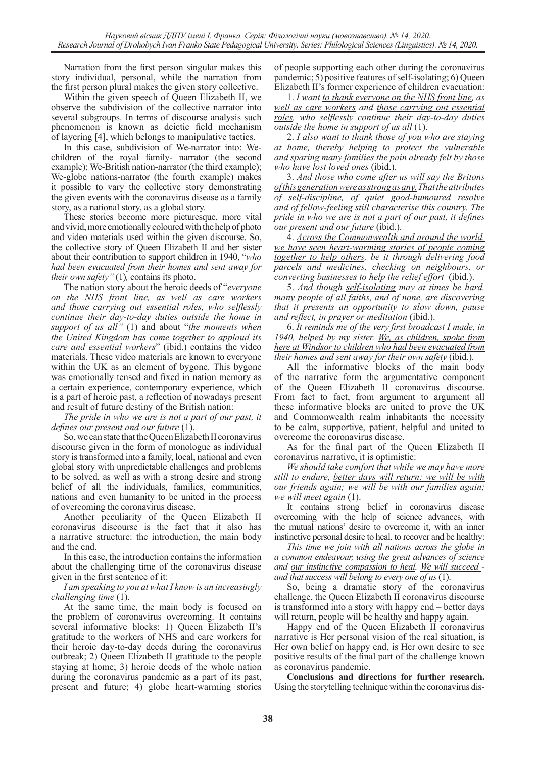Narration from the first person singular makes this story individual, personal, while the narration from the first person plural makes the given story collective.

Within the given speech of Queen Elizabeth II, we observe the subdivision of the collective narrator into several subgroups. In terms of discourse analysis such phenomenon is known as deictic field mechanism of layering [4], which belongs to manipulative tactics.

In this case, subdivision of We-narrator into: We-children of the royal family- narrator (the second example); We-British nation-narrator (the third example); We-globe nations-narrator (the fourth example) makes it possible to vary the collective story demonstrating the given events with the coronavirus disease as a family story, as a national story, as a global story.

These stories become more picturesque, more vital and vivid, more emotionally coloured with the help of photo and video materials used within the given discourse. So, the collective story of Queen Elizabeth II and her sister about their contribution to support children in 1940, "*who had been evacuated from their homes and sent away for their own safety"* (1)*,* contains its photo.

The nation story about the heroic deeds of "*everyone on the NHS front line, as well as care workers and those carrying out essential roles, who selflessly continue their day-to-day duties outside the home in support of us all"* (1) and about "*the moments when the United Kingdom has come together to applaud its care and essential workers*" (ibid.) contains the video materials. These video materials are known to everyone within the UK as an element of bygone. This bygone was emotionally tensed and fixed in nation memory as a certain experience, contemporary experience, which is a part of heroic past, a reflection of nowadays present and result of future destiny of the British nation:

*The pride in who we are is not a part of our past, it defines our present and our future* (1).

So, we can state that the Queen Elizabeth II coronavirus discourse given in the form of monologue as individual story is transformed into a family, local, national and even global story with unpredictable challenges and problems to be solved, as well as with a strong desire and strong belief of all the individuals, families, communities, nations and even humanity to be united in the process of overcoming the coronavirus disease.

Another peculiarity of the Queen Elizabeth II coronavirus discourse is the fact that it also has a narrative structure: the introduction, the main body and the end.

In this case, the introduction contains the information about the challenging time of the coronavirus disease given in the first sentence of it:

*I am speaking to you at what I know is an increasingly challenging time* (1).

At the same time, the main body is focused on the problem of coronavirus overcoming. It contains several informative blocks: 1) Queen Elizabeth II's gratitude to the workers of NHS and care workers for their heroic day-to-day deeds during the coronavirus outbreak; 2) Queen Elizabeth II gratitude to the people staying at home; 3) heroic deeds of the whole nation during the coronavirus pandemic as a part of its past, present and future; 4) globe heart-warming stories of people supporting each other during the coronavirus pandemic; 5) positive features of self-isolating; 6) Queen Elizabeth II's former experience of children evacuation:

1. *I want <u>to thank everyone on the NHS front line</u>, as <u>well as care workers</u> and <u>those carrying out essential roles</u>, who selflessly continue their day-to-day duties outside the home in support of us all* (1).

2. *I also want to thank those of you who are staying at home, thereby helping to protect the vulnerable and sparing many families the pain already felt by those who have lost loved ones* (ibid.).

3. *And those who come after us will say <u>the Britons of this generation were as strong as any.</u> That the attributes of self-discipline, of quiet good-humoured resolve and of fellow-feeling still characterise this country. The pride <u>in who we are is not a part of our past, it defines our present and our future</u>* (ibid.).

4. *<u>Across the Commonwealth and around the world, we have seen heart-warming stories of people coming together to help others,</u> be it through delivering food parcels and medicines, checking on neighbours, or converting businesses to help the relief effort* (ibid.).

5. *And though <u>self-isolating</u> may at times be hard, many people of all faiths, and of none, are discovering that <u>it presents an opportunity to slow down, pause and reflect, in prayer or meditation</u>* (ibid.).

6. *It reminds me of the very first broadcast I made, in 1940, helped by my sister. <u>We, as children, spoke from here at Windsor to children who had been evacuated from their homes and sent away for their own safety</u>* (ibid.).

All the informative blocks of the main body of the narrative form the argumentative component of the Queen Elizabeth II coronavirus discourse. From fact to fact, from argument to argument all these informative blocks are united to prove the UK and Commonwealth realm inhabitants the necessity to be calm, supportive, patient, helpful and united to overcome the coronavirus disease.

As for the final part of the Queen Elizabeth II coronavirus narrative, it is optimistic:

*We should take comfort that while we may have more still to endure, <u>better days will return: we will be with our friends again; we will be with our families again; we will meet again</u>* (1).

It contains strong belief in coronavirus disease overcoming with the help of science advances, with the mutual nations' desire to overcome it, with an inner instinctive personal desire to heal, to recover and be healthy:

*This time we join with all nations across the globe in a common endeavour, using the <u>great advances of science</u> and <u>our instinctive compassion to heal</u>. <u>We will succeed</u> - and that success will belong to every one of us* (1).

So, being a dramatic story of the coronavirus challenge, the Queen Elizabeth II coronavirus discourse is transformed into a story with happy end – better days will return, people will be healthy and happy again.

Happy end of the Queen Elizabeth II coronavirus narrative is Her personal vision of the real situation, is Her own belief on happy end, is Her own desire to see positive results of the final part of the challenge known as coronavirus pandemic.

**Conclusions and directions for further research.** Using the storytelling technique within the coronavirus dis-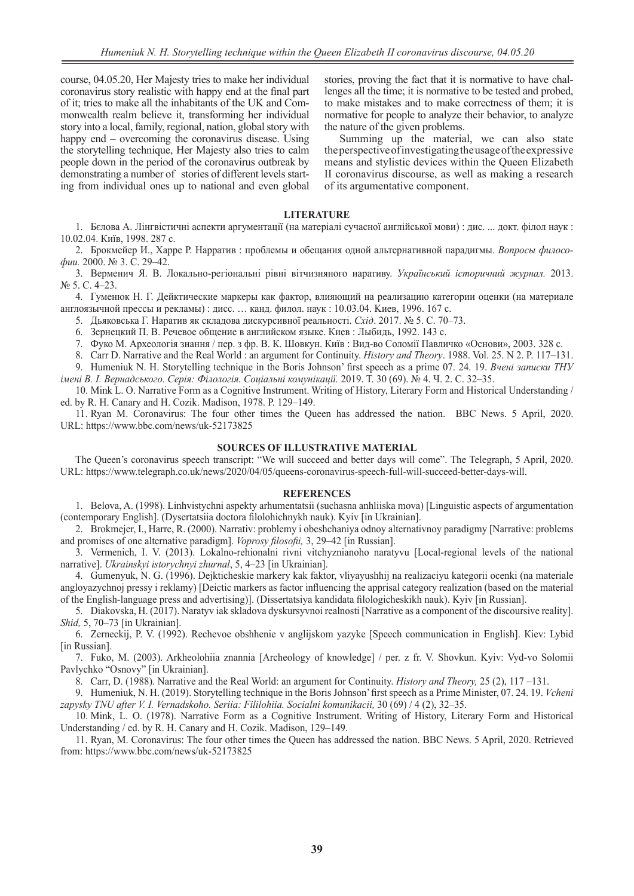course, 04.05.20, Her Majesty tries to make her individual coronavirus story realistic with happy end at the final part of it; tries to make all the inhabitants of the UK and Commonwealth realm believe it, transforming her individual story into a local, family, regional, nation, global story with happy end – overcoming the coronavirus disease. Using the storytelling technique, Her Majesty also tries to calm people down in the period of the coronavirus outbreak by demonstrating a number of stories of different levels starting from individual ones up to national and even global stories, proving the fact that it is normative to have challenges all the time; it is normative to be tested and probed, to make mistakes and to make correctness of them; it is normative for people to analyze their behavior, to analyze the nature of the given problems.

Summing up the material, we can also state the perspective of investigating the usage of the expressive means and stylistic devices within the Queen Elizabeth II coronavirus discourse, as well as making a research of its argumentative component.

## LITERATURE

1. Бєлова А. Лінгвістичні аспекти аргументації (на матеріалі сучасної англійської мови) : дис. ... докт. філол наук : 10.02.04. Київ, 1998. 287 с.
2. Брокмейер И., Харре Р. Нарратив : проблемы и обещания одной альтернативной парадигмы. *Вопросы философии.* 2000. № 3. С. 29–42.
3. Верменич Я. В. Локально-регіональні рівні вітчизняного наративу. *Український історичний журнал.* 2013. № 5. С. 4–23.
4. Гуменюк Н. Г. Дейктические маркеры как фактор, влияющий на реализацию категории оценки (на материале англоязычной прессы и рекламы) : дисс. … канд. филол. наук : 10.03.04. Киев, 1996. 167 с.
5. Дьяковська Г. Наратив як складова дискурсивної реальності. *Схід*. 2017. № 5. С. 70–73.
6. Зернецкий П. В. Речевое общение в английском языке. Киев : Лыбидь, 1992. 143 с.
7. Фуко М. Археологія знання / пер. з фр. В. К. Шовкун. Київ : Вид-во Соломії Павличко «Основи», 2003. 328 с.
8. Carr D. Narrative and the Real World : an argument for Continuity. *History and Theory*. 1988. Vol. 25. N 2. P. 117–131.
9. Humeniuk N. H. Storytelling technique in the Boris Johnson' first speech as a prime 07. 24. 19. *Вчені записки ТНУ імені В. І. Вернадського. Серія: Філологія. Соціальні комунікації.* 2019. Т. 30 (69). № 4. Ч. 2. С. 32–35.
10. Mink L. O. Narrative Form as a Cognitive Instrument. Writing of History, Literary Form and Historical Understanding / ed. by R. H. Canary and H. Cozik. Madison, 1978. P. 129–149.
11. Ryan M. Coronavirus: The four other times the Queen has addressed the nation. BBC News. 5 April, 2020. URL: https://www.bbc.com/news/uk-52173825

## SOURCES OF ILLUSTRATIVE MATERIAL

The Queen's coronavirus speech transcript: "We will succeed and better days will come". The Telegraph, 5 April, 2020. URL: https://www.telegraph.co.uk/news/2020/04/05/queens-coronavirus-speech-full-will-succeed-better-days-will.

## REFERENCES

1. Belova, A. (1998). Linhvistychni aspekty arhumentatsii (suchasna anhliiska mova) [Linguistic aspects of argumentation (contemporary English]. (Dysertatsiia doctora filolohichnykh nauk). Kyiv [in Ukrainian].
2. Brokmejer, I., Harre, R. (2000). Narrativ: problemy i obeshchaniya odnoy alternativnoy paradigmy [Narrative: problems and promises of one alternative paradigm]. *Voprosy filosofii,* 3, 29–42 [in Russian].
3. Vermenich, I. V. (2013). Lokalno-rehionalni rivni vitchyznianoho naratyvu [Local-regional levels of the national narrative]. *Ukrainskyi istorychnyi zhurnal*, 5, 4–23 [in Ukrainian].
4. Gumenyuk, N. G. (1996). Dejkticheskie markery kak faktor, vliyayushhij na realizaciyu kategorii ocenki (na materiale angloyazychnoj pressy i reklamy) [Deictic markers as factor influencing the apprisal category realization (based on the material of the English-language press and advertising)]. (Dissertatsiya kandidata filologicheskikh nauk). Kyiv [in Russian].
5. Diakovska, H. (2017). Naratyv iak skladova dyskursyvnoi realnosti [Narrative as a component of the discoursive reality]. *Shid,* 5, 70–73 [in Ukrainian].
6. Zerneckij, P. V. (1992). Rechevoe obshhenie v anglijskom yazyke [Speech communication in English]. Kiev: Lybid [in Russian].
7. Fuko, M. (2003). Arkheolohiia znannia [Archeology of knowledge] / per. z fr. V. Shovkun. Kyiv: Vyd-vo Solomii Pavlychko "Osnovy" [in Ukrainian].
8. Carr, D. (1988). Narrative and the Real World: an argument for Continuity. *History and Theory,* 25 (2), 117 –131.
9. Humeniuk, N. H. (2019). Storytelling technique in the Boris Johnson' first speech as a Prime Minister, 07. 24. 19. *Vcheni zapysky TNU after V. I. Vernadskoho. Seriia: Fililohiia. Socialni komunikacii,* 30 (69) / 4 (2), 32–35.
10. Mink, L. O. (1978). Narrative Form as a Cognitive Instrument. Writing of History, Literary Form and Historical Understanding / ed. by R. H. Canary and H. Cozik. Madison, 129–149.
11. Ryan, M. Coronavirus: The four other times the Queen has addressed the nation. BBC News. 5 April, 2020. Retrieved from: https://www.bbc.com/news/uk-52173825